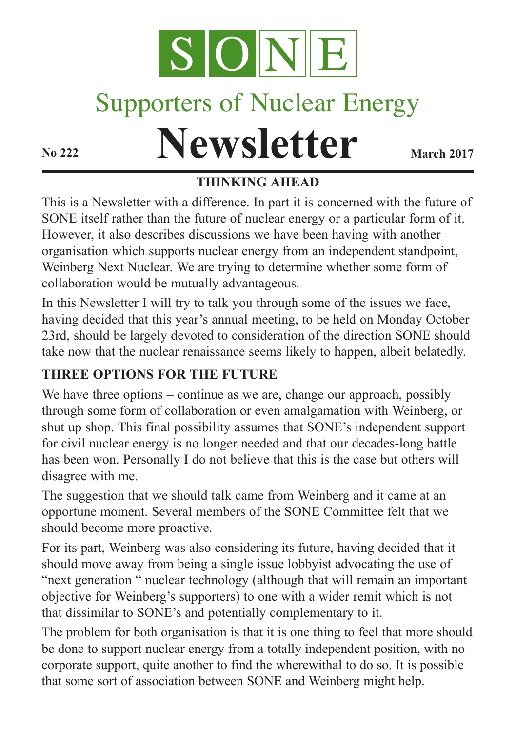# SONE

## Supporters of Nuclear Energy

# Newsletter

**No 222** **March 2017**

### THINKING AHEAD

This is a Newsletter with a difference. In part it is concerned with the future of SONE itself rather than the future of nuclear energy or a particular form of it. However, it also describes discussions we have been having with another organisation which supports nuclear energy from an independent standpoint, Weinberg Next Nuclear. We are trying to determine whether some form of collaboration would be mutually advantageous.

In this Newsletter I will try to talk you through some of the issues we face, having decided that this year's annual meeting, to be held on Monday October 23rd, should be largely devoted to consideration of the direction SONE should take now that the nuclear renaissance seems likely to happen, albeit belatedly.

### THREE OPTIONS FOR THE FUTURE

We have three options – continue as we are, change our approach, possibly through some form of collaboration or even amalgamation with Weinberg, or shut up shop. This final possibility assumes that SONE's independent support for civil nuclear energy is no longer needed and that our decades-long battle has been won. Personally I do not believe that this is the case but others will disagree with me.

The suggestion that we should talk came from Weinberg and it came at an opportune moment. Several members of the SONE Committee felt that we should become more proactive.

For its part, Weinberg was also considering its future, having decided that it should move away from being a single issue lobbyist advocating the use of "next generation " nuclear technology (although that will remain an important objective for Weinberg's supporters) to one with a wider remit which is not that dissimilar to SONE's and potentially complementary to it.

The problem for both organisation is that it is one thing to feel that more should be done to support nuclear energy from a totally independent position, with no corporate support, quite another to find the wherewithal to do so. It is possible that some sort of association between SONE and Weinberg might help.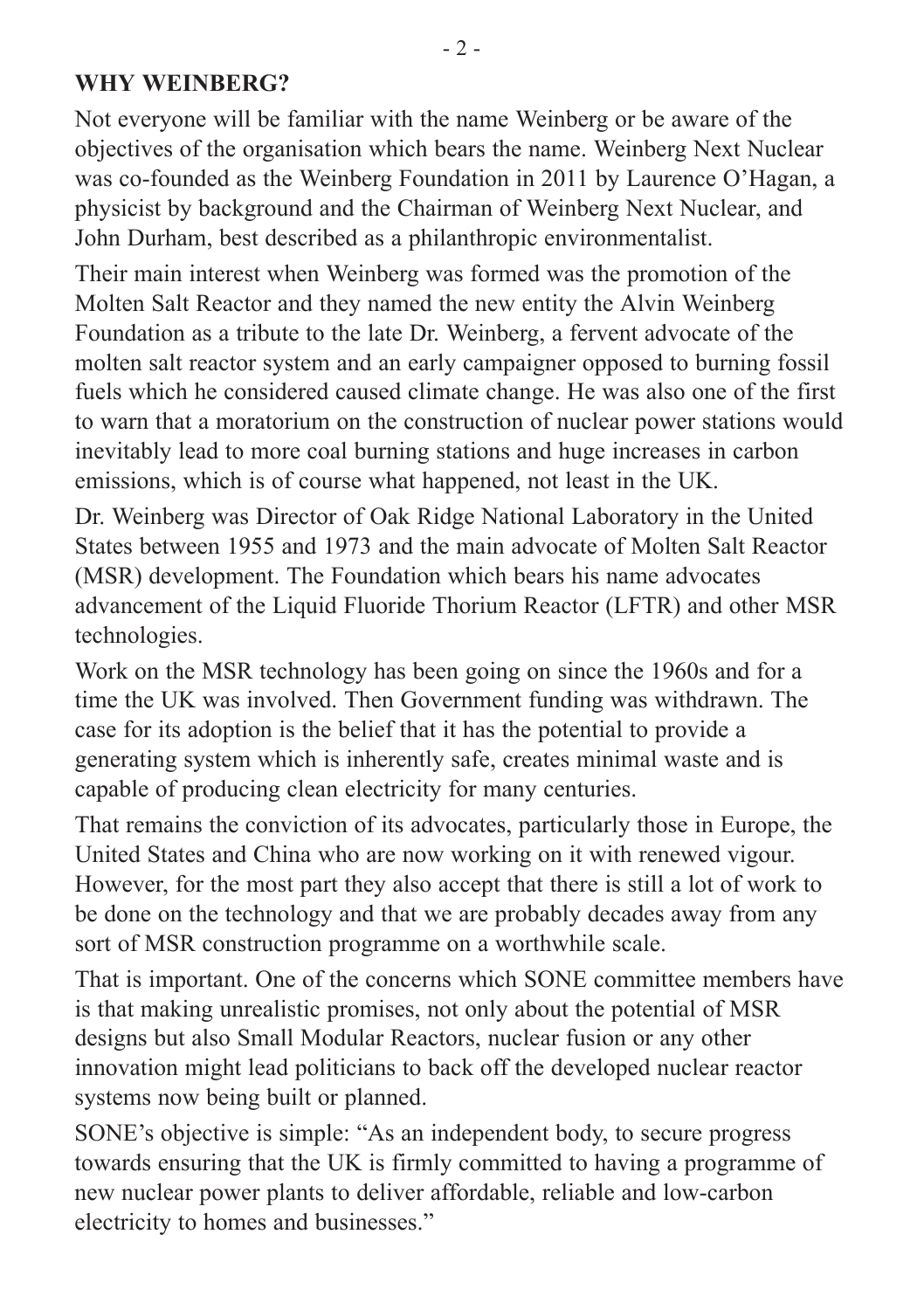**WHY WEINBERG?**

Not everyone will be familiar with the name Weinberg or be aware of the objectives of the organisation which bears the name. Weinberg Next Nuclear was co-founded as the Weinberg Foundation in 2011 by Laurence O'Hagan, a physicist by background and the Chairman of Weinberg Next Nuclear, and John Durham, best described as a philanthropic environmentalist.

Their main interest when Weinberg was formed was the promotion of the Molten Salt Reactor and they named the new entity the Alvin Weinberg Foundation as a tribute to the late Dr. Weinberg, a fervent advocate of the molten salt reactor system and an early campaigner opposed to burning fossil fuels which he considered caused climate change. He was also one of the first to warn that a moratorium on the construction of nuclear power stations would inevitably lead to more coal burning stations and huge increases in carbon emissions, which is of course what happened, not least in the UK.

Dr. Weinberg was Director of Oak Ridge National Laboratory in the United States between 1955 and 1973 and the main advocate of Molten Salt Reactor (MSR) development. The Foundation which bears his name advocates advancement of the Liquid Fluoride Thorium Reactor (LFTR) and other MSR technologies.

Work on the MSR technology has been going on since the 1960s and for a time the UK was involved. Then Government funding was withdrawn. The case for its adoption is the belief that it has the potential to provide a generating system which is inherently safe, creates minimal waste and is capable of producing clean electricity for many centuries.

That remains the conviction of its advocates, particularly those in Europe, the United States and China who are now working on it with renewed vigour. However, for the most part they also accept that there is still a lot of work to be done on the technology and that we are probably decades away from any sort of MSR construction programme on a worthwhile scale.

That is important. One of the concerns which SONE committee members have is that making unrealistic promises, not only about the potential of MSR designs but also Small Modular Reactors, nuclear fusion or any other innovation might lead politicians to back off the developed nuclear reactor systems now being built or planned.

SONE's objective is simple: "As an independent body, to secure progress towards ensuring that the UK is firmly committed to having a programme of new nuclear power plants to deliver affordable, reliable and low-carbon electricity to homes and businesses."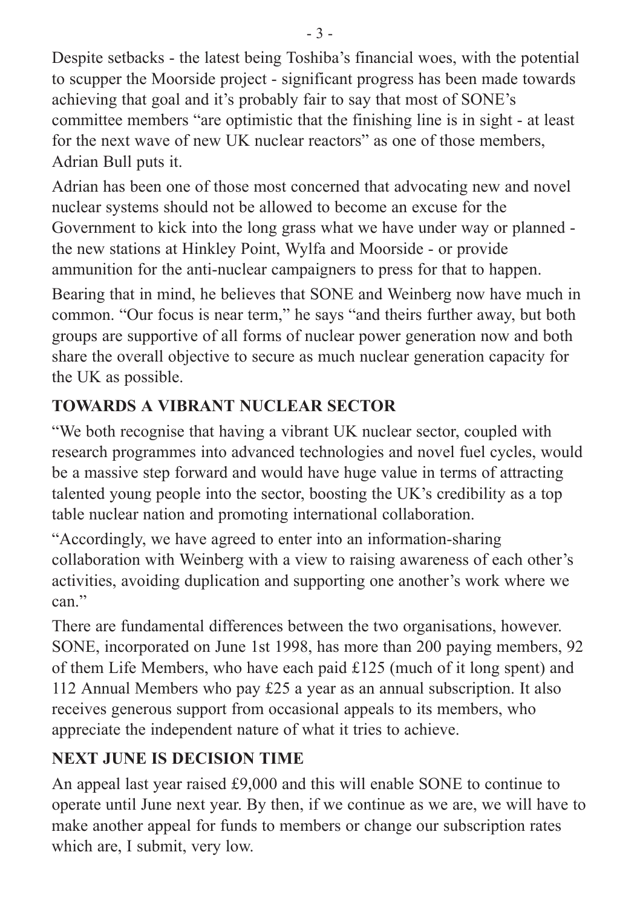Despite setbacks - the latest being Toshiba's financial woes, with the potential to scupper the Moorside project - significant progress has been made towards achieving that goal and it's probably fair to say that most of SONE's committee members "are optimistic that the finishing line is in sight - at least for the next wave of new UK nuclear reactors" as one of those members, Adrian Bull puts it.

Adrian has been one of those most concerned that advocating new and novel nuclear systems should not be allowed to become an excuse for the Government to kick into the long grass what we have under way or planned - the new stations at Hinkley Point, Wylfa and Moorside - or provide ammunition for the anti-nuclear campaigners to press for that to happen.

Bearing that in mind, he believes that SONE and Weinberg now have much in common. "Our focus is near term," he says "and theirs further away, but both groups are supportive of all forms of nuclear power generation now and both share the overall objective to secure as much nuclear generation capacity for the UK as possible.

## TOWARDS A VIBRANT NUCLEAR SECTOR

"We both recognise that having a vibrant UK nuclear sector, coupled with research programmes into advanced technologies and novel fuel cycles, would be a massive step forward and would have huge value in terms of attracting talented young people into the sector, boosting the UK's credibility as a top table nuclear nation and promoting international collaboration.

"Accordingly, we have agreed to enter into an information-sharing collaboration with Weinberg with a view to raising awareness of each other's activities, avoiding duplication and supporting one another's work where we can."

There are fundamental differences between the two organisations, however. SONE, incorporated on June 1st 1998, has more than 200 paying members, 92 of them Life Members, who have each paid £125 (much of it long spent) and 112 Annual Members who pay £25 a year as an annual subscription. It also receives generous support from occasional appeals to its members, who appreciate the independent nature of what it tries to achieve.

## NEXT JUNE IS DECISION TIME

An appeal last year raised £9,000 and this will enable SONE to continue to operate until June next year. By then, if we continue as we are, we will have to make another appeal for funds to members or change our subscription rates which are, I submit, very low.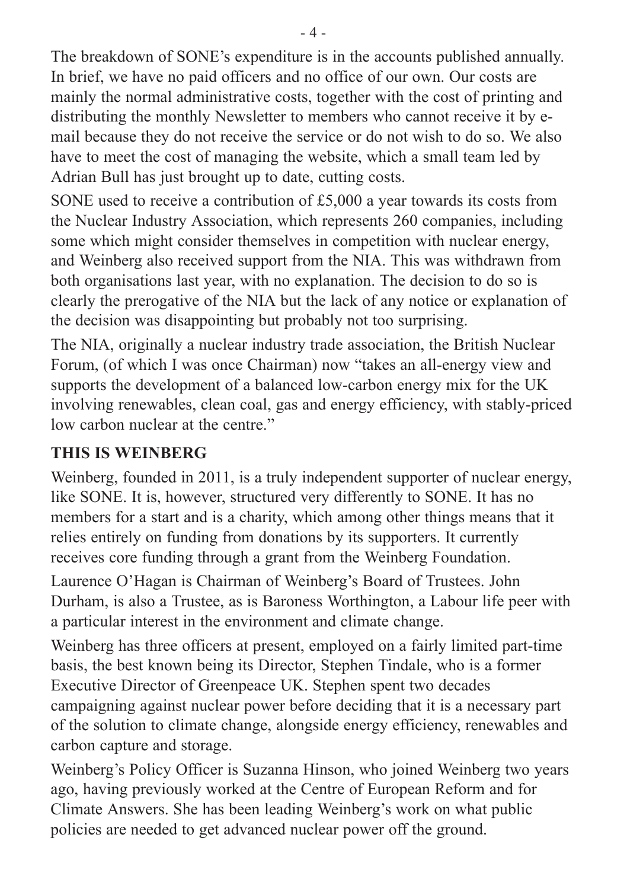The breakdown of SONE's expenditure is in the accounts published annually. In brief, we have no paid officers and no office of our own. Our costs are mainly the normal administrative costs, together with the cost of printing and distributing the monthly Newsletter to members who cannot receive it by e-mail because they do not receive the service or do not wish to do so. We also have to meet the cost of managing the website, which a small team led by Adrian Bull has just brought up to date, cutting costs.

SONE used to receive a contribution of £5,000 a year towards its costs from the Nuclear Industry Association, which represents 260 companies, including some which might consider themselves in competition with nuclear energy, and Weinberg also received support from the NIA. This was withdrawn from both organisations last year, with no explanation. The decision to do so is clearly the prerogative of the NIA but the lack of any notice or explanation of the decision was disappointing but probably not too surprising.

The NIA, originally a nuclear industry trade association, the British Nuclear Forum, (of which I was once Chairman) now "takes an all-energy view and supports the development of a balanced low-carbon energy mix for the UK involving renewables, clean coal, gas and energy efficiency, with stably-priced low carbon nuclear at the centre."

## THIS IS WEINBERG

Weinberg, founded in 2011, is a truly independent supporter of nuclear energy, like SONE. It is, however, structured very differently to SONE. It has no members for a start and is a charity, which among other things means that it relies entirely on funding from donations by its supporters. It currently receives core funding through a grant from the Weinberg Foundation.

Laurence O'Hagan is Chairman of Weinberg's Board of Trustees. John Durham, is also a Trustee, as is Baroness Worthington, a Labour life peer with a particular interest in the environment and climate change.

Weinberg has three officers at present, employed on a fairly limited part-time basis, the best known being its Director, Stephen Tindale, who is a former Executive Director of Greenpeace UK. Stephen spent two decades campaigning against nuclear power before deciding that it is a necessary part of the solution to climate change, alongside energy efficiency, renewables and carbon capture and storage.

Weinberg's Policy Officer is Suzanna Hinson, who joined Weinberg two years ago, having previously worked at the Centre of European Reform and for Climate Answers. She has been leading Weinberg's work on what public policies are needed to get advanced nuclear power off the ground.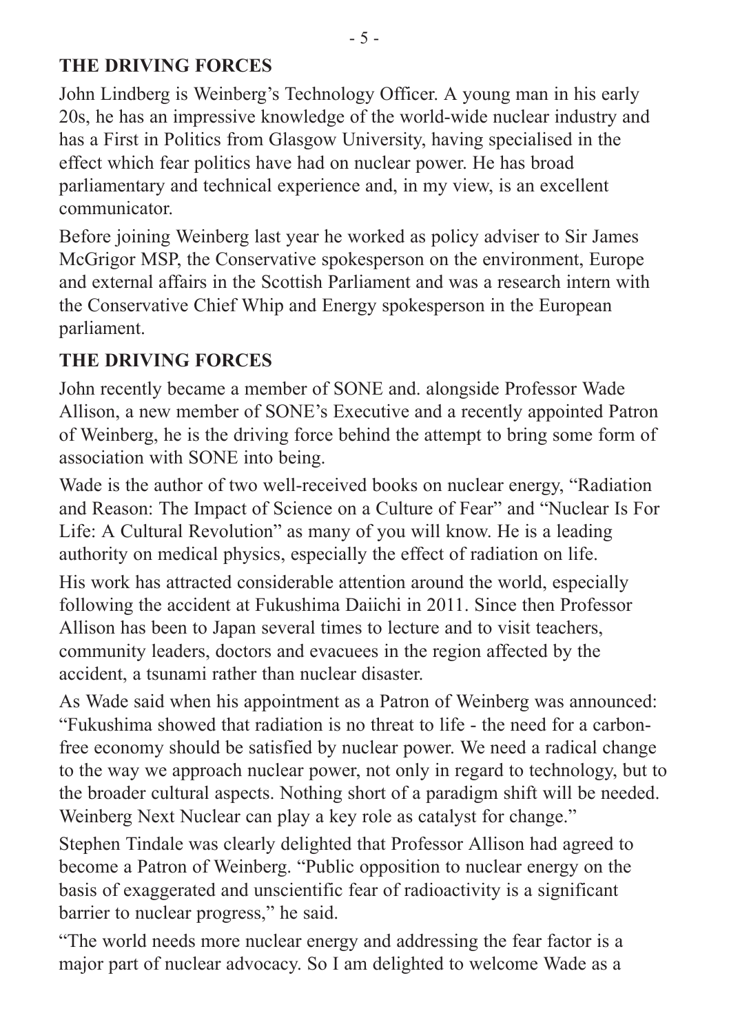## THE DRIVING FORCES

John Lindberg is Weinberg's Technology Officer. A young man in his early 20s, he has an impressive knowledge of the world-wide nuclear industry and has a First in Politics from Glasgow University, having specialised in the effect which fear politics have had on nuclear power. He has broad parliamentary and technical experience and, in my view, is an excellent communicator.

Before joining Weinberg last year he worked as policy adviser to Sir James McGrigor MSP, the Conservative spokesperson on the environment, Europe and external affairs in the Scottish Parliament and was a research intern with the Conservative Chief Whip and Energy spokesperson in the European parliament.

## THE DRIVING FORCES

John recently became a member of SONE and. alongside Professor Wade Allison, a new member of SONE's Executive and a recently appointed Patron of Weinberg, he is the driving force behind the attempt to bring some form of association with SONE into being.

Wade is the author of two well-received books on nuclear energy, "Radiation and Reason: The Impact of Science on a Culture of Fear" and "Nuclear Is For Life: A Cultural Revolution" as many of you will know. He is a leading authority on medical physics, especially the effect of radiation on life.

His work has attracted considerable attention around the world, especially following the accident at Fukushima Daiichi in 2011. Since then Professor Allison has been to Japan several times to lecture and to visit teachers, community leaders, doctors and evacuees in the region affected by the accident, a tsunami rather than nuclear disaster.

As Wade said when his appointment as a Patron of Weinberg was announced: "Fukushima showed that radiation is no threat to life - the need for a carbon-free economy should be satisfied by nuclear power. We need a radical change to the way we approach nuclear power, not only in regard to technology, but to the broader cultural aspects. Nothing short of a paradigm shift will be needed. Weinberg Next Nuclear can play a key role as catalyst for change."

Stephen Tindale was clearly delighted that Professor Allison had agreed to become a Patron of Weinberg. "Public opposition to nuclear energy on the basis of exaggerated and unscientific fear of radioactivity is a significant barrier to nuclear progress," he said.

"The world needs more nuclear energy and addressing the fear factor is a major part of nuclear advocacy. So I am delighted to welcome Wade as a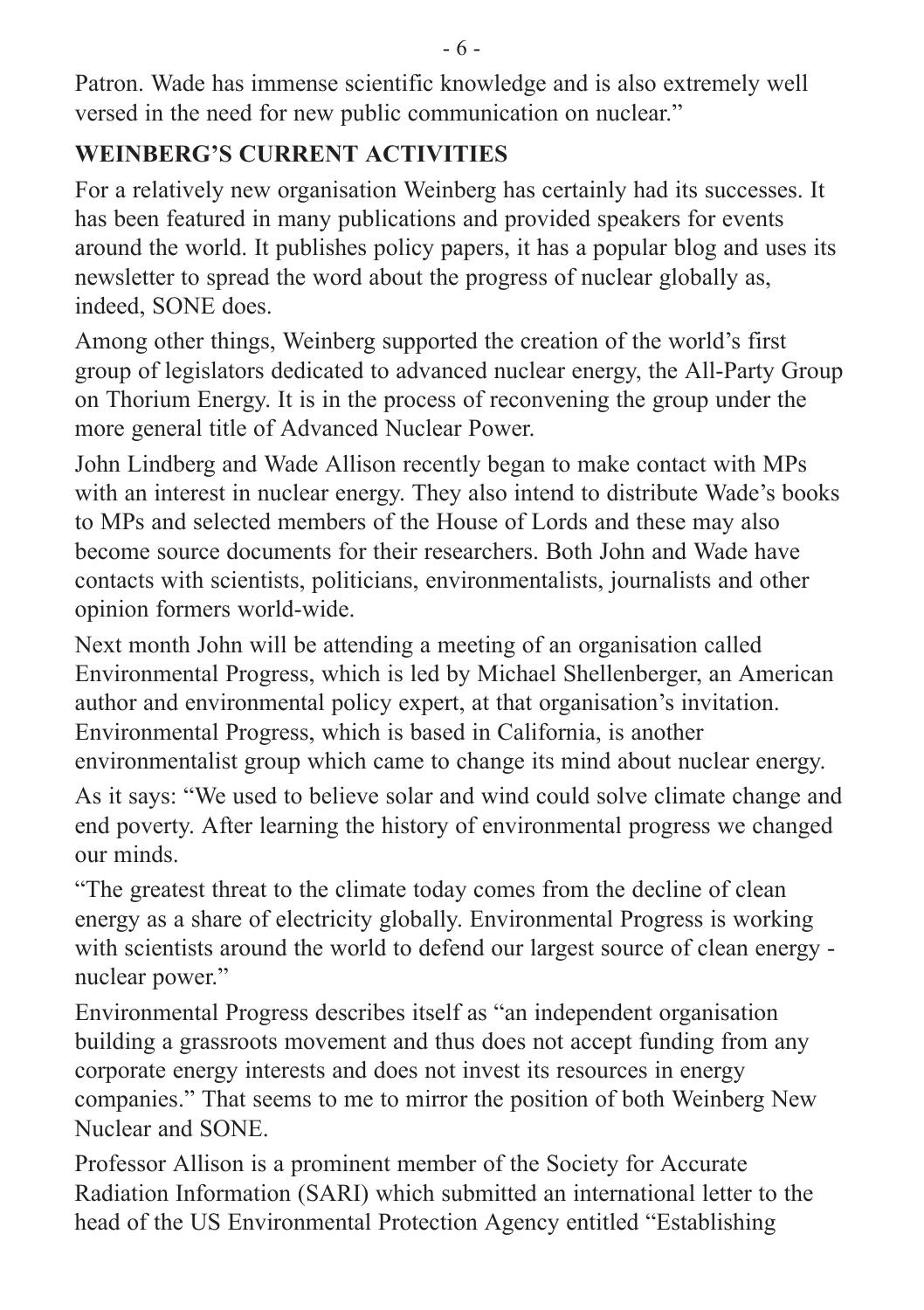Patron. Wade has immense scientific knowledge and is also extremely well versed in the need for new public communication on nuclear."

## WEINBERG'S CURRENT ACTIVITIES

For a relatively new organisation Weinberg has certainly had its successes. It has been featured in many publications and provided speakers for events around the world. It publishes policy papers, it has a popular blog and uses its newsletter to spread the word about the progress of nuclear globally as, indeed, SONE does.

Among other things, Weinberg supported the creation of the world's first group of legislators dedicated to advanced nuclear energy, the All-Party Group on Thorium Energy. It is in the process of reconvening the group under the more general title of Advanced Nuclear Power.

John Lindberg and Wade Allison recently began to make contact with MPs with an interest in nuclear energy. They also intend to distribute Wade's books to MPs and selected members of the House of Lords and these may also become source documents for their researchers. Both John and Wade have contacts with scientists, politicians, environmentalists, journalists and other opinion formers world-wide.

Next month John will be attending a meeting of an organisation called Environmental Progress, which is led by Michael Shellenberger, an American author and environmental policy expert, at that organisation's invitation. Environmental Progress, which is based in California, is another environmentalist group which came to change its mind about nuclear energy.

As it says: "We used to believe solar and wind could solve climate change and end poverty. After learning the history of environmental progress we changed our minds.

"The greatest threat to the climate today comes from the decline of clean energy as a share of electricity globally. Environmental Progress is working with scientists around the world to defend our largest source of clean energy - nuclear power."

Environmental Progress describes itself as "an independent organisation building a grassroots movement and thus does not accept funding from any corporate energy interests and does not invest its resources in energy companies." That seems to me to mirror the position of both Weinberg New Nuclear and SONE.

Professor Allison is a prominent member of the Society for Accurate Radiation Information (SARI) which submitted an international letter to the head of the US Environmental Protection Agency entitled "Establishing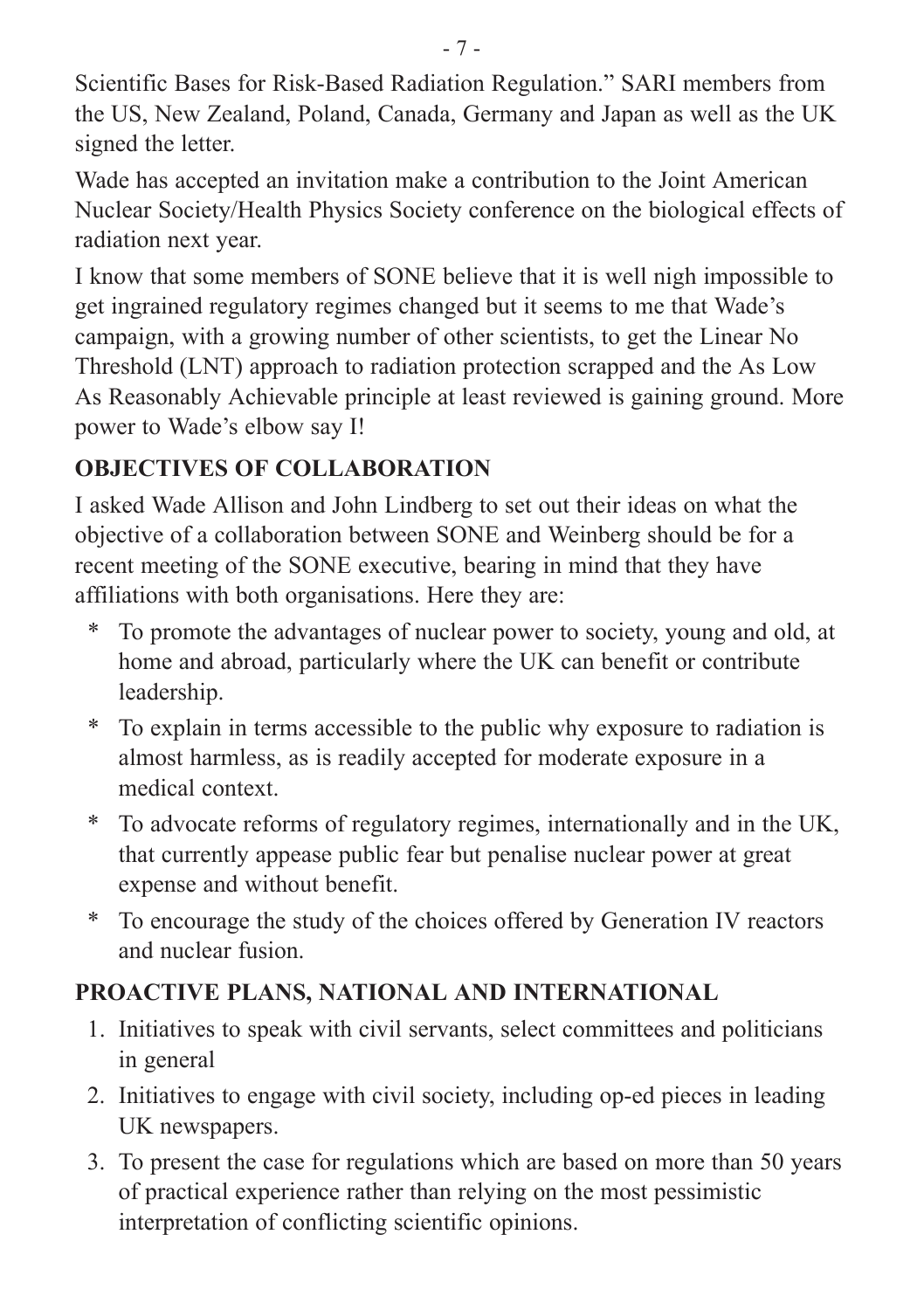Scientific Bases for Risk-Based Radiation Regulation." SARI members from the US, New Zealand, Poland, Canada, Germany and Japan as well as the UK signed the letter.

Wade has accepted an invitation make a contribution to the Joint American Nuclear Society/Health Physics Society conference on the biological effects of radiation next year.

I know that some members of SONE believe that it is well nigh impossible to get ingrained regulatory regimes changed but it seems to me that Wade's campaign, with a growing number of other scientists, to get the Linear No Threshold (LNT) approach to radiation protection scrapped and the As Low As Reasonably Achievable principle at least reviewed is gaining ground. More power to Wade's elbow say I!

## OBJECTIVES OF COLLABORATION

I asked Wade Allison and John Lindberg to set out their ideas on what the objective of a collaboration between SONE and Weinberg should be for a recent meeting of the SONE executive, bearing in mind that they have affiliations with both organisations. Here they are:

* To promote the advantages of nuclear power to society, young and old, at home and abroad, particularly where the UK can benefit or contribute leadership.
* To explain in terms accessible to the public why exposure to radiation is almost harmless, as is readily accepted for moderate exposure in a medical context.
* To advocate reforms of regulatory regimes, internationally and in the UK, that currently appease public fear but penalise nuclear power at great expense and without benefit.
* To encourage the study of the choices offered by Generation IV reactors and nuclear fusion.

## PROACTIVE PLANS, NATIONAL AND INTERNATIONAL

1. Initiatives to speak with civil servants, select committees and politicians in general
2. Initiatives to engage with civil society, including op-ed pieces in leading UK newspapers.
3. To present the case for regulations which are based on more than 50 years of practical experience rather than relying on the most pessimistic interpretation of conflicting scientific opinions.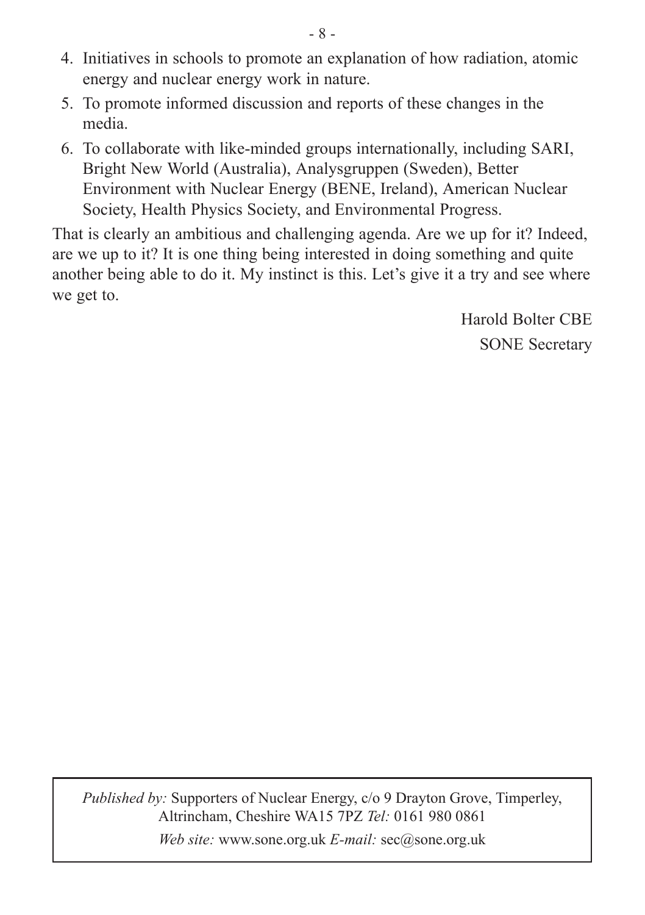4. Initiatives in schools to promote an explanation of how radiation, atomic energy and nuclear energy work in nature.
5. To promote informed discussion and reports of these changes in the media.
6. To collaborate with like-minded groups internationally, including SARI, Bright New World (Australia), Analysgruppen (Sweden), Better Environment with Nuclear Energy (BENE, Ireland), American Nuclear Society, Health Physics Society, and Environmental Progress.

That is clearly an ambitious and challenging agenda. Are we up for it? Indeed, are we up to it? It is one thing being interested in doing something and quite another being able to do it. My instinct is this. Let's give it a try and see where we get to.

Harold Bolter CBE
SONE Secretary

*Published by:* Supporters of Nuclear Energy, c/o 9 Drayton Grove, Timperley, Altrincham, Cheshire WA15 7PZ *Tel:* 0161 980 0861
*Web site:* www.sone.org.uk *E-mail:* sec@sone.org.uk